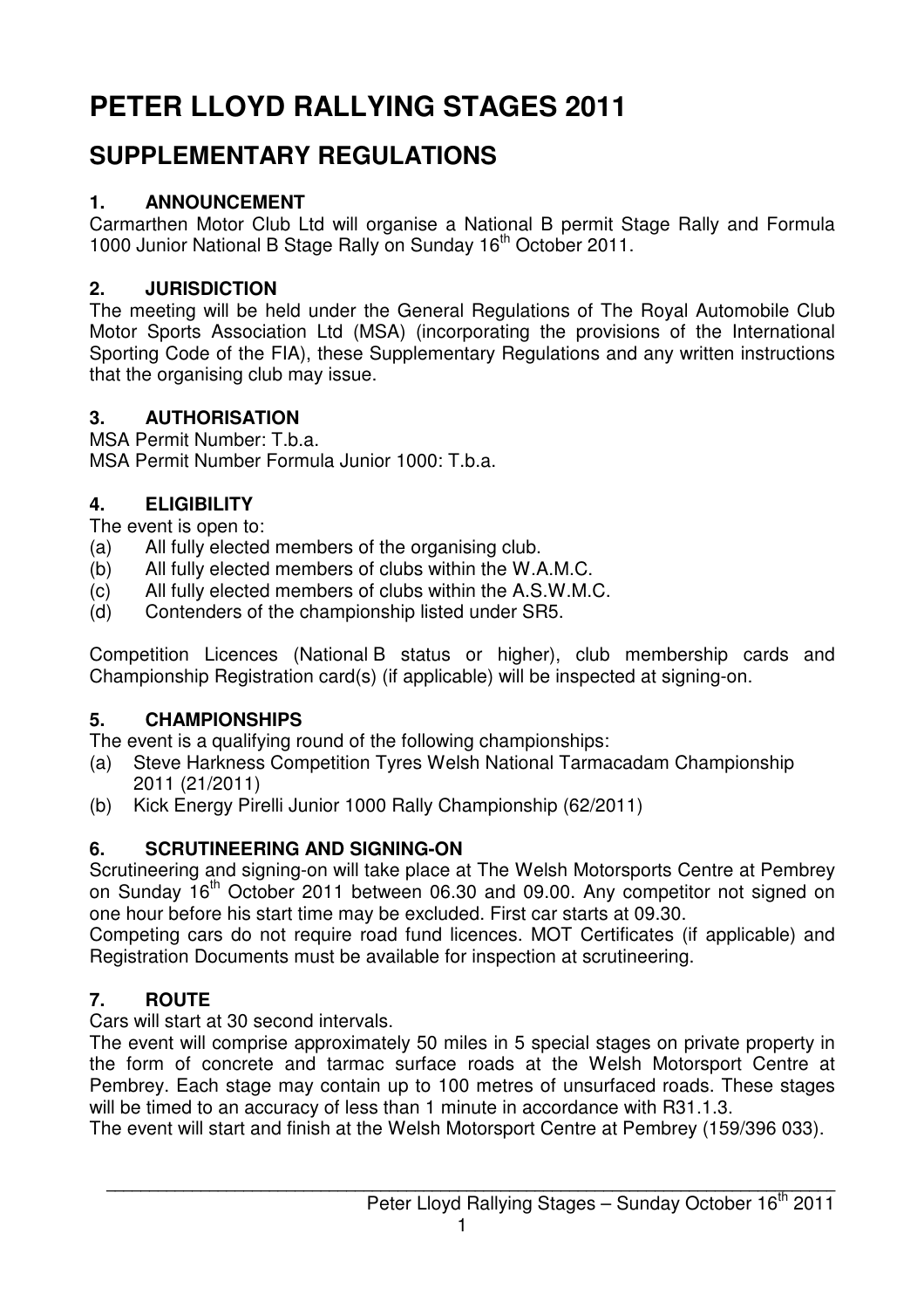# PETER LLOYD RALLYING STAGES 2011

## SUPPLEMENTARY REGULATIONS

### 1. ANNOUNCEMENT

Carmarthen Motor Club Ltd will organise a National B permit Stage Rally and Formula 1000 Junior National B Stage Rally on Sunday 16th October 2011.

### 2. JURISDICTION

The meeting will be held under the General Regulations of The Royal Automobile Club Motor Sports Association Ltd (MSA) (incorporating the provisions of the International Sporting Code of the FIA), these Supplementary Regulations and any written instructions that the organising club may issue.

### 3. AUTHORISATION

MSA Permit Number: T.b.a.
MSA Permit Number Formula Junior 1000: T.b.a.

### 4. ELIGIBILITY

The event is open to:

(a) All fully elected members of the organising club.
(b) All fully elected members of clubs within the W.A.M.C.
(c) All fully elected members of clubs within the A.S.W.M.C.
(d) Contenders of the championship listed under SR5.

Competition Licences (National B status or higher), club membership cards and Championship Registration card(s) (if applicable) will be inspected at signing-on.

### 5. CHAMPIONSHIPS

The event is a qualifying round of the following championships:

(a) Steve Harkness Competition Tyres Welsh National Tarmacadam Championship 2011 (21/2011)
(b) Kick Energy Pirelli Junior 1000 Rally Championship (62/2011)

### 6. SCRUTINEERING AND SIGNING-ON

Scrutineering and signing-on will take place at The Welsh Motorsports Centre at Pembrey on Sunday 16th October 2011 between 06.30 and 09.00. Any competitor not signed on one hour before his start time may be excluded. First car starts at 09.30.
Competing cars do not require road fund licences. MOT Certificates (if applicable) and Registration Documents must be available for inspection at scrutineering.

### 7. ROUTE

Cars will start at 30 second intervals.
The event will comprise approximately 50 miles in 5 special stages on private property in the form of concrete and tarmac surface roads at the Welsh Motorsport Centre at Pembrey. Each stage may contain up to 100 metres of unsurfaced roads. These stages will be timed to an accuracy of less than 1 minute in accordance with R31.1.3.
The event will start and finish at the Welsh Motorsport Centre at Pembrey (159/396 033).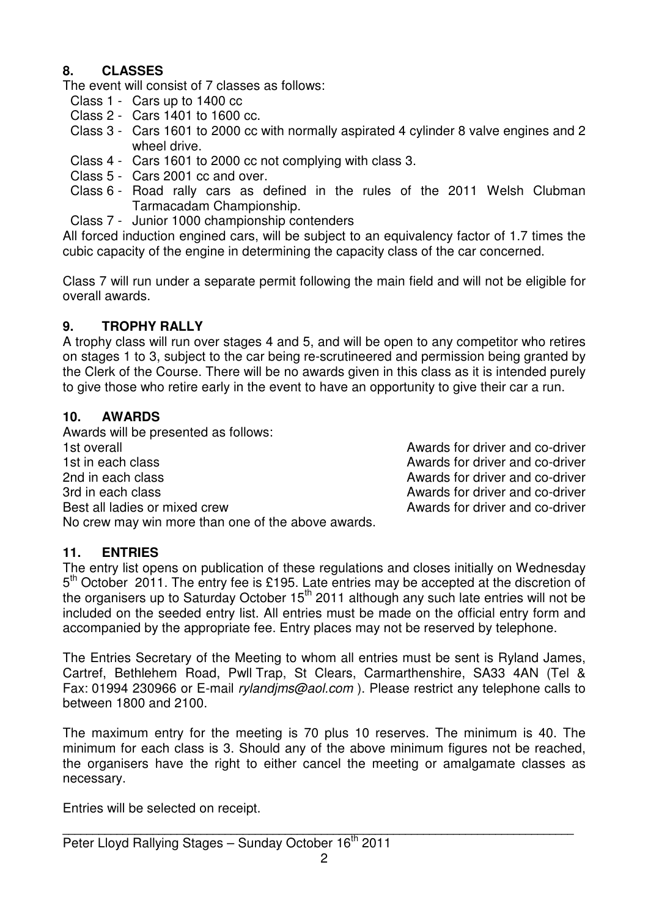## 8. CLASSES

The event will consist of 7 classes as follows:

- Class 1 - Cars up to 1400 cc
- Class 2 - Cars 1401 to 1600 cc.
- Class 3 - Cars 1601 to 2000 cc with normally aspirated 4 cylinder 8 valve engines and 2 wheel drive.
- Class 4 - Cars 1601 to 2000 cc not complying with class 3.
- Class 5 - Cars 2001 cc and over.
- Class 6 - Road rally cars as defined in the rules of the 2011 Welsh Clubman Tarmacadam Championship.
- Class 7 - Junior 1000 championship contenders

All forced induction engined cars, will be subject to an equivalency factor of 1.7 times the cubic capacity of the engine in determining the capacity class of the car concerned.

Class 7 will run under a separate permit following the main field and will not be eligible for overall awards.

## 9. TROPHY RALLY

A trophy class will run over stages 4 and 5, and will be open to any competitor who retires on stages 1 to 3, subject to the car being re-scrutineered and permission being granted by the Clerk of the Course. There will be no awards given in this class as it is intended purely to give those who retire early in the event to have an opportunity to give their car a run.

## 10. AWARDS

Awards will be presented as follows:

| | |
|---|---|
| 1st overall | Awards for driver and co-driver |
| 1st in each class | Awards for driver and co-driver |
| 2nd in each class | Awards for driver and co-driver |
| 3rd in each class | Awards for driver and co-driver |
| Best all ladies or mixed crew | Awards for driver and co-driver |

No crew may win more than one of the above awards.

## 11. ENTRIES

The entry list opens on publication of these regulations and closes initially on Wednesday 5th October 2011. The entry fee is £195. Late entries may be accepted at the discretion of the organisers up to Saturday October 15th 2011 although any such late entries will not be included on the seeded entry list. All entries must be made on the official entry form and accompanied by the appropriate fee. Entry places may not be reserved by telephone.

The Entries Secretary of the Meeting to whom all entries must be sent is Ryland James, Cartref, Bethlehem Road, Pwll Trap, St Clears, Carmarthenshire, SA33 4AN (Tel & Fax: 01994 230966 or E-mail *rylandjms@aol.com* ). Please restrict any telephone calls to between 1800 and 2100.

The maximum entry for the meeting is 70 plus 10 reserves. The minimum is 40. The minimum for each class is 3. Should any of the above minimum figures not be reached, the organisers have the right to either cancel the meeting or amalgamate classes as necessary.

Entries will be selected on receipt.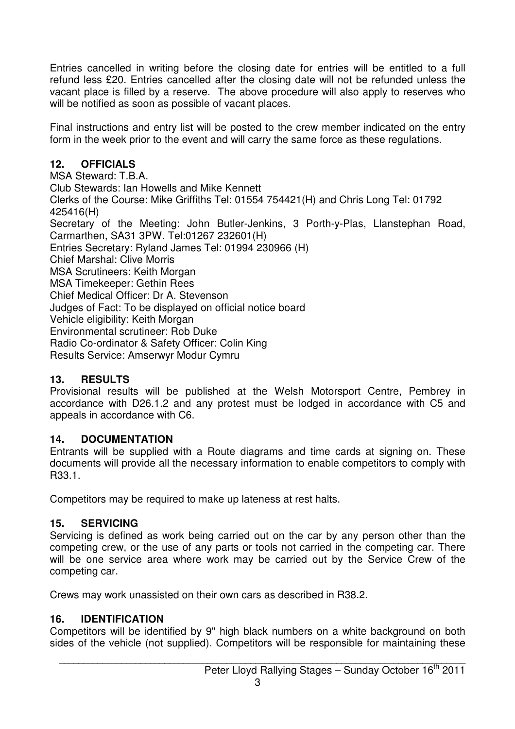Entries cancelled in writing before the closing date for entries will be entitled to a full refund less £20. Entries cancelled after the closing date will not be refunded unless the vacant place is filled by a reserve. The above procedure will also apply to reserves who will be notified as soon as possible of vacant places.

Final instructions and entry list will be posted to the crew member indicated on the entry form in the week prior to the event and will carry the same force as these regulations.

## 12. OFFICIALS

MSA Steward: T.B.A.
Club Stewards: Ian Howells and Mike Kennett
Clerks of the Course: Mike Griffiths Tel: 01554 754421(H) and Chris Long Tel: 01792 425416(H)
Secretary of the Meeting: John Butler-Jenkins, 3 Porth-y-Plas, Llanstephan Road, Carmarthen, SA31 3PW. Tel:01267 232601(H)
Entries Secretary: Ryland James Tel: 01994 230966 (H)
Chief Marshal: Clive Morris
MSA Scrutineers: Keith Morgan
MSA Timekeeper: Gethin Rees
Chief Medical Officer: Dr A. Stevenson
Judges of Fact: To be displayed on official notice board
Vehicle eligibility: Keith Morgan
Environmental scrutineer: Rob Duke
Radio Co-ordinator & Safety Officer: Colin King
Results Service: Amserwyr Modur Cymru

## 13. RESULTS

Provisional results will be published at the Welsh Motorsport Centre, Pembrey in accordance with D26.1.2 and any protest must be lodged in accordance with C5 and appeals in accordance with C6.

## 14. DOCUMENTATION

Entrants will be supplied with a Route diagrams and time cards at signing on. These documents will provide all the necessary information to enable competitors to comply with R33.1.

Competitors may be required to make up lateness at rest halts.

## 15. SERVICING

Servicing is defined as work being carried out on the car by any person other than the competing crew, or the use of any parts or tools not carried in the competing car. There will be one service area where work may be carried out by the Service Crew of the competing car.

Crews may work unassisted on their own cars as described in R38.2.

## 16. IDENTIFICATION

Competitors will be identified by 9" high black numbers on a white background on both sides of the vehicle (not supplied). Competitors will be responsible for maintaining these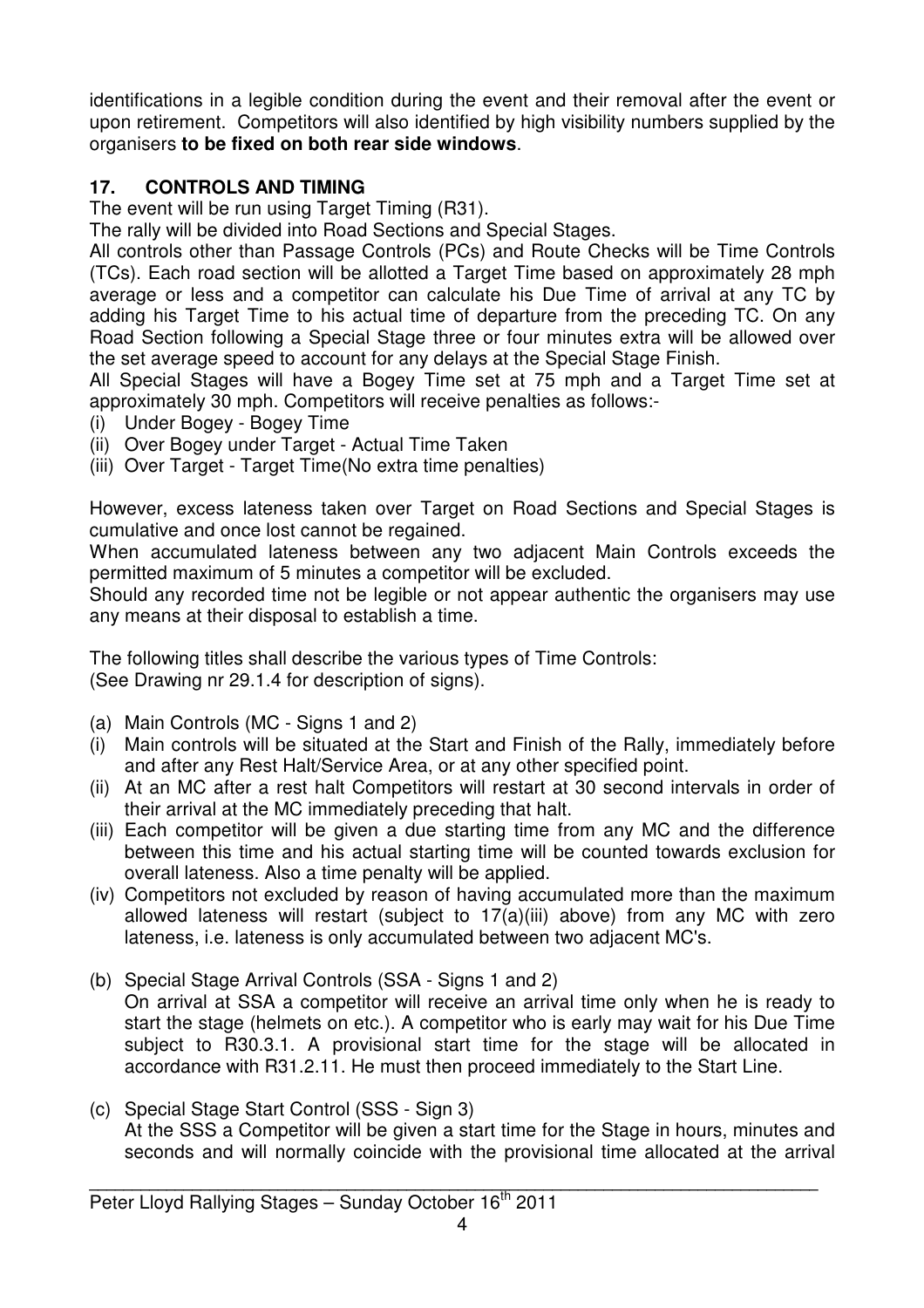identifications in a legible condition during the event and their removal after the event or upon retirement. Competitors will also identified by high visibility numbers supplied by the organisers **to be fixed on both rear side windows**.

## 17. CONTROLS AND TIMING

The event will be run using Target Timing (R31).

The rally will be divided into Road Sections and Special Stages.

All controls other than Passage Controls (PCs) and Route Checks will be Time Controls (TCs). Each road section will be allotted a Target Time based on approximately 28 mph average or less and a competitor can calculate his Due Time of arrival at any TC by adding his Target Time to his actual time of departure from the preceding TC. On any Road Section following a Special Stage three or four minutes extra will be allowed over the set average speed to account for any delays at the Special Stage Finish.

All Special Stages will have a Bogey Time set at 75 mph and a Target Time set at approximately 30 mph. Competitors will receive penalties as follows:-

(i) Under Bogey - Bogey Time
(ii) Over Bogey under Target - Actual Time Taken
(iii) Over Target - Target Time(No extra time penalties)

However, excess lateness taken over Target on Road Sections and Special Stages is cumulative and once lost cannot be regained.

When accumulated lateness between any two adjacent Main Controls exceeds the permitted maximum of 5 minutes a competitor will be excluded.

Should any recorded time not be legible or not appear authentic the organisers may use any means at their disposal to establish a time.

The following titles shall describe the various types of Time Controls:
(See Drawing nr 29.1.4 for description of signs).

(a) Main Controls (MC - Signs 1 and 2)
(i) Main controls will be situated at the Start and Finish of the Rally, immediately before and after any Rest Halt/Service Area, or at any other specified point.
(ii) At an MC after a rest halt Competitors will restart at 30 second intervals in order of their arrival at the MC immediately preceding that halt.
(iii) Each competitor will be given a due starting time from any MC and the difference between this time and his actual starting time will be counted towards exclusion for overall lateness. Also a time penalty will be applied.
(iv) Competitors not excluded by reason of having accumulated more than the maximum allowed lateness will restart (subject to 17(a)(iii) above) from any MC with zero lateness, i.e. lateness is only accumulated between two adjacent MC's.

(b) Special Stage Arrival Controls (SSA - Signs 1 and 2)
On arrival at SSA a competitor will receive an arrival time only when he is ready to start the stage (helmets on etc.). A competitor who is early may wait for his Due Time subject to R30.3.1. A provisional start time for the stage will be allocated in accordance with R31.2.11. He must then proceed immediately to the Start Line.

(c) Special Stage Start Control (SSS - Sign 3)
At the SSS a Competitor will be given a start time for the Stage in hours, minutes and seconds and will normally coincide with the provisional time allocated at the arrival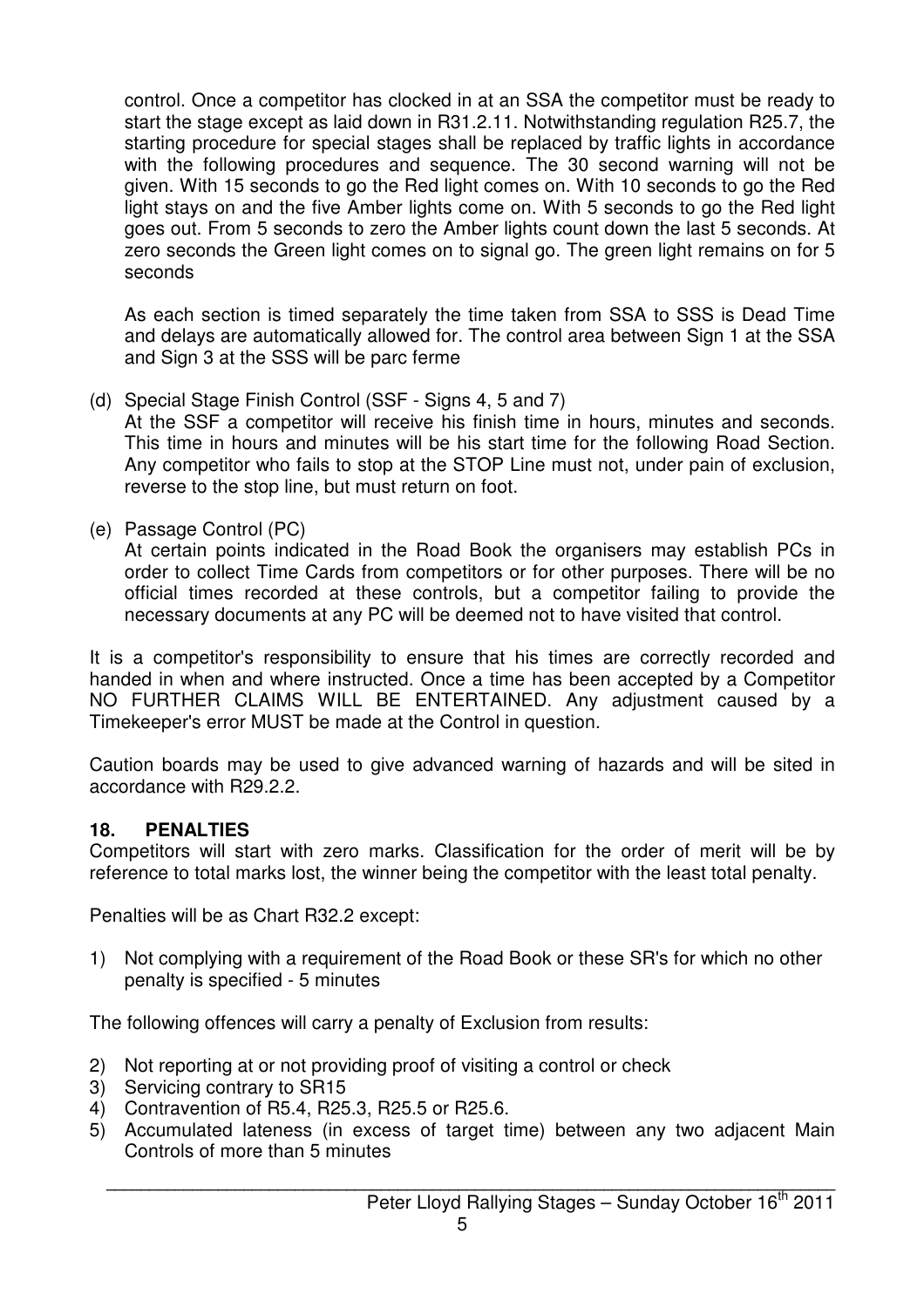control. Once a competitor has clocked in at an SSA the competitor must be ready to start the stage except as laid down in R31.2.11. Notwithstanding regulation R25.7, the starting procedure for special stages shall be replaced by traffic lights in accordance with the following procedures and sequence. The 30 second warning will not be given. With 15 seconds to go the Red light comes on. With 10 seconds to go the Red light stays on and the five Amber lights come on. With 5 seconds to go the Red light goes out. From 5 seconds to zero the Amber lights count down the last 5 seconds. At zero seconds the Green light comes on to signal go. The green light remains on for 5 seconds

As each section is timed separately the time taken from SSA to SSS is Dead Time and delays are automatically allowed for. The control area between Sign 1 at the SSA and Sign 3 at the SSS will be parc ferme

(d) Special Stage Finish Control (SSF - Signs 4, 5 and 7)
At the SSF a competitor will receive his finish time in hours, minutes and seconds. This time in hours and minutes will be his start time for the following Road Section. Any competitor who fails to stop at the STOP Line must not, under pain of exclusion, reverse to the stop line, but must return on foot.

(e) Passage Control (PC)
At certain points indicated in the Road Book the organisers may establish PCs in order to collect Time Cards from competitors or for other purposes. There will be no official times recorded at these controls, but a competitor failing to provide the necessary documents at any PC will be deemed not to have visited that control.

It is a competitor's responsibility to ensure that his times are correctly recorded and handed in when and where instructed. Once a time has been accepted by a Competitor NO FURTHER CLAIMS WILL BE ENTERTAINED. Any adjustment caused by a Timekeeper's error MUST be made at the Control in question.

Caution boards may be used to give advanced warning of hazards and will be sited in accordance with R29.2.2.

## 18. PENALTIES

Competitors will start with zero marks. Classification for the order of merit will be by reference to total marks lost, the winner being the competitor with the least total penalty.

Penalties will be as Chart R32.2 except:

1) Not complying with a requirement of the Road Book or these SR's for which no other penalty is specified - 5 minutes

The following offences will carry a penalty of Exclusion from results:

2) Not reporting at or not providing proof of visiting a control or check
3) Servicing contrary to SR15
4) Contravention of R5.4, R25.3, R25.5 or R25.6.
5) Accumulated lateness (in excess of target time) between any two adjacent Main Controls of more than 5 minutes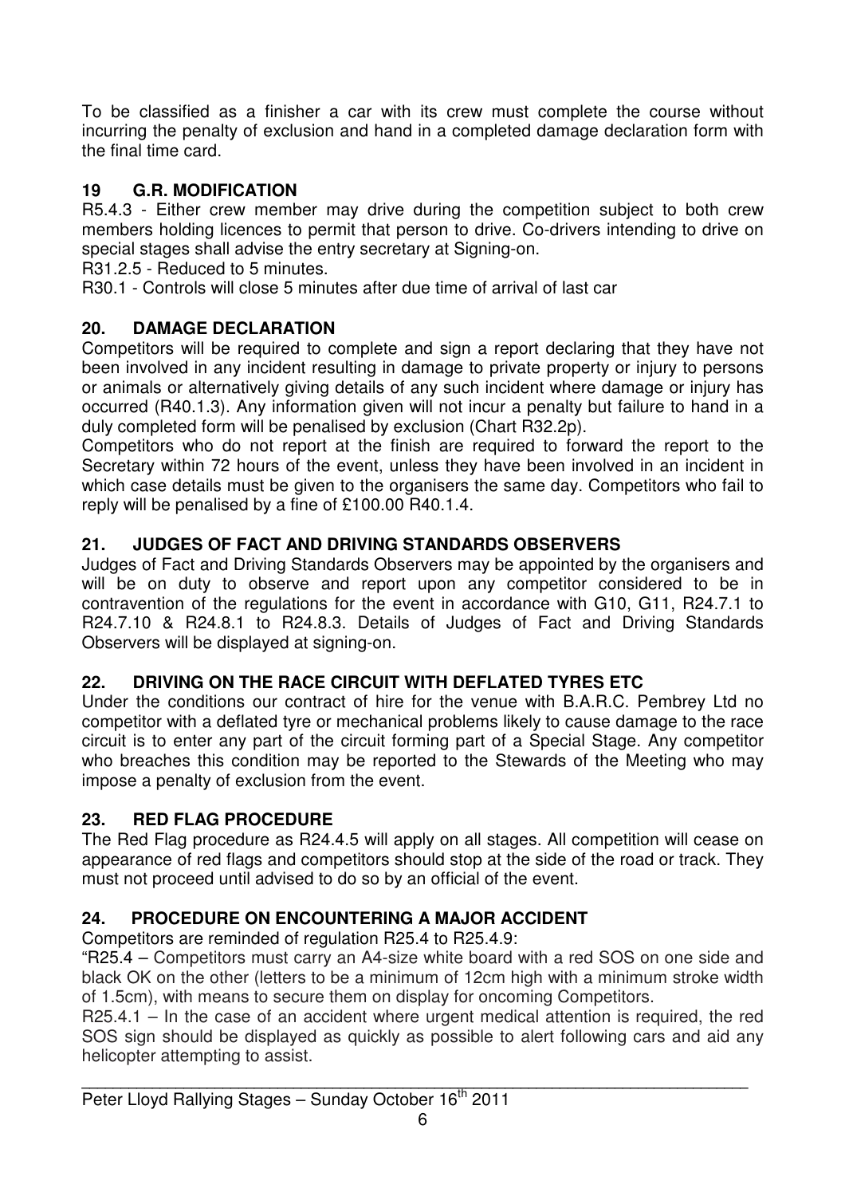To be classified as a finisher a car with its crew must complete the course without incurring the penalty of exclusion and hand in a completed damage declaration form with the final time card.

## 19 G.R. MODIFICATION

R5.4.3 - Either crew member may drive during the competition subject to both crew members holding licences to permit that person to drive. Co-drivers intending to drive on special stages shall advise the entry secretary at Signing-on.

R31.2.5 - Reduced to 5 minutes.

R30.1 - Controls will close 5 minutes after due time of arrival of last car

## 20. DAMAGE DECLARATION

Competitors will be required to complete and sign a report declaring that they have not been involved in any incident resulting in damage to private property or injury to persons or animals or alternatively giving details of any such incident where damage or injury has occurred (R40.1.3). Any information given will not incur a penalty but failure to hand in a duly completed form will be penalised by exclusion (Chart R32.2p).

Competitors who do not report at the finish are required to forward the report to the Secretary within 72 hours of the event, unless they have been involved in an incident in which case details must be given to the organisers the same day. Competitors who fail to reply will be penalised by a fine of £100.00 R40.1.4.

## 21. JUDGES OF FACT AND DRIVING STANDARDS OBSERVERS

Judges of Fact and Driving Standards Observers may be appointed by the organisers and will be on duty to observe and report upon any competitor considered to be in contravention of the regulations for the event in accordance with G10, G11, R24.7.1 to R24.7.10 & R24.8.1 to R24.8.3. Details of Judges of Fact and Driving Standards Observers will be displayed at signing-on.

## 22. DRIVING ON THE RACE CIRCUIT WITH DEFLATED TYRES ETC

Under the conditions our contract of hire for the venue with B.A.R.C. Pembrey Ltd no competitor with a deflated tyre or mechanical problems likely to cause damage to the race circuit is to enter any part of the circuit forming part of a Special Stage. Any competitor who breaches this condition may be reported to the Stewards of the Meeting who may impose a penalty of exclusion from the event.

## 23. RED FLAG PROCEDURE

The Red Flag procedure as R24.4.5 will apply on all stages. All competition will cease on appearance of red flags and competitors should stop at the side of the road or track. They must not proceed until advised to do so by an official of the event.

## 24. PROCEDURE ON ENCOUNTERING A MAJOR ACCIDENT

Competitors are reminded of regulation R25.4 to R25.4.9:

"R25.4 – Competitors must carry an A4-size white board with a red SOS on one side and black OK on the other (letters to be a minimum of 12cm high with a minimum stroke width of 1.5cm), with means to secure them on display for oncoming Competitors.

R25.4.1 – In the case of an accident where urgent medical attention is required, the red SOS sign should be displayed as quickly as possible to alert following cars and aid any helicopter attempting to assist.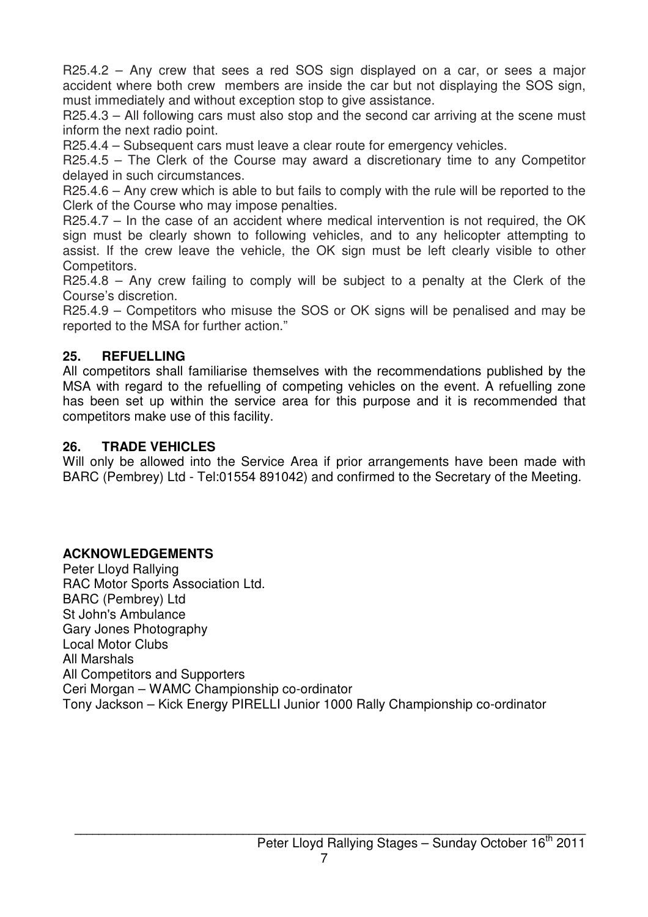R25.4.2 – Any crew that sees a red SOS sign displayed on a car, or sees a major accident where both crew members are inside the car but not displaying the SOS sign, must immediately and without exception stop to give assistance.
R25.4.3 – All following cars must also stop and the second car arriving at the scene must inform the next radio point.
R25.4.4 – Subsequent cars must leave a clear route for emergency vehicles.
R25.4.5 – The Clerk of the Course may award a discretionary time to any Competitor delayed in such circumstances.
R25.4.6 – Any crew which is able to but fails to comply with the rule will be reported to the Clerk of the Course who may impose penalties.
R25.4.7 – In the case of an accident where medical intervention is not required, the OK sign must be clearly shown to following vehicles, and to any helicopter attempting to assist. If the crew leave the vehicle, the OK sign must be left clearly visible to other Competitors.
R25.4.8 – Any crew failing to comply will be subject to a penalty at the Clerk of the Course's discretion.
R25.4.9 – Competitors who misuse the SOS or OK signs will be penalised and may be reported to the MSA for further action."

## 25. REFUELLING

All competitors shall familiarise themselves with the recommendations published by the MSA with regard to the refuelling of competing vehicles on the event. A refuelling zone has been set up within the service area for this purpose and it is recommended that competitors make use of this facility.

## 26. TRADE VEHICLES

Will only be allowed into the Service Area if prior arrangements have been made with BARC (Pembrey) Ltd - Tel:01554 891042) and confirmed to the Secretary of the Meeting.

## ACKNOWLEDGEMENTS

Peter Lloyd Rallying
RAC Motor Sports Association Ltd.
BARC (Pembrey) Ltd
St John's Ambulance
Gary Jones Photography
Local Motor Clubs
All Marshals
All Competitors and Supporters
Ceri Morgan – WAMC Championship co-ordinator
Tony Jackson – Kick Energy PIRELLI Junior 1000 Rally Championship co-ordinator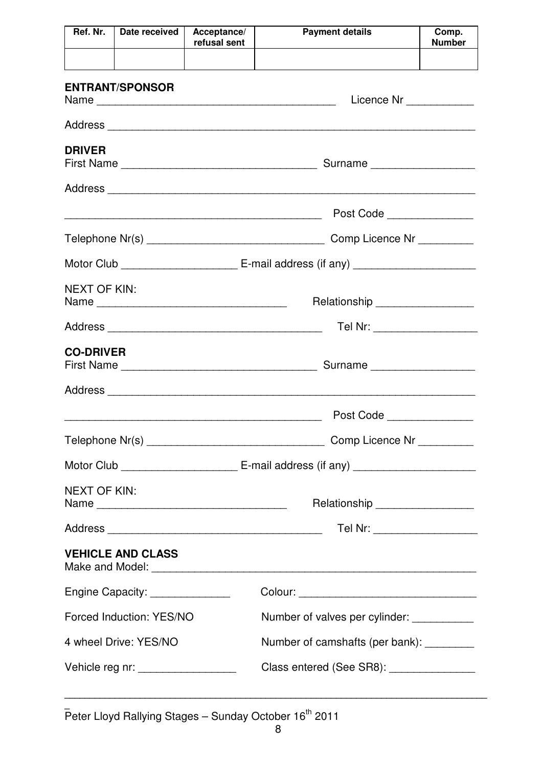| Ref. Nr. | Date received | Acceptance/ refusal sent | Payment details | Comp. Number |
|---|---|---|---|---|
| | | | | |

**ENTRANT/SPONSOR**

Name ________________________________________ Licence Nr ___________

Address ______________________________________________________________

**DRIVER**

First Name ________________________________ Surname _________________

Address ______________________________________________________________

____________________________________________ Post Code ______________

Telephone Nr(s) _____________________________ Comp Licence Nr _________

Motor Club ___________________ E-mail address (if any) ____________________

NEXT OF KIN:

Name _______________________________ Relationship ________________

Address ____________________________________ Tel Nr: _________________

**CO-DRIVER**

First Name ________________________________ Surname _________________

Address ______________________________________________________________

____________________________________________ Post Code ______________

Telephone Nr(s) _____________________________ Comp Licence Nr _________

Motor Club ___________________ E-mail address (if any) ____________________

NEXT OF KIN:

Name _______________________________ Relationship ________________

Address ____________________________________ Tel Nr: _________________

**VEHICLE AND CLASS**

Make and Model: _______________________________________________________

Engine Capacity: _____________ Colour: _____________________________

Forced Induction: YES/NO Number of valves per cylinder: __________

4 wheel Drive: YES/NO Number of camshafts (per bank): ________

Vehicle reg nr: ________________ Class entered (See SR8): ______________

Peter Lloyd Rallying Stages – Sunday October 16th 2011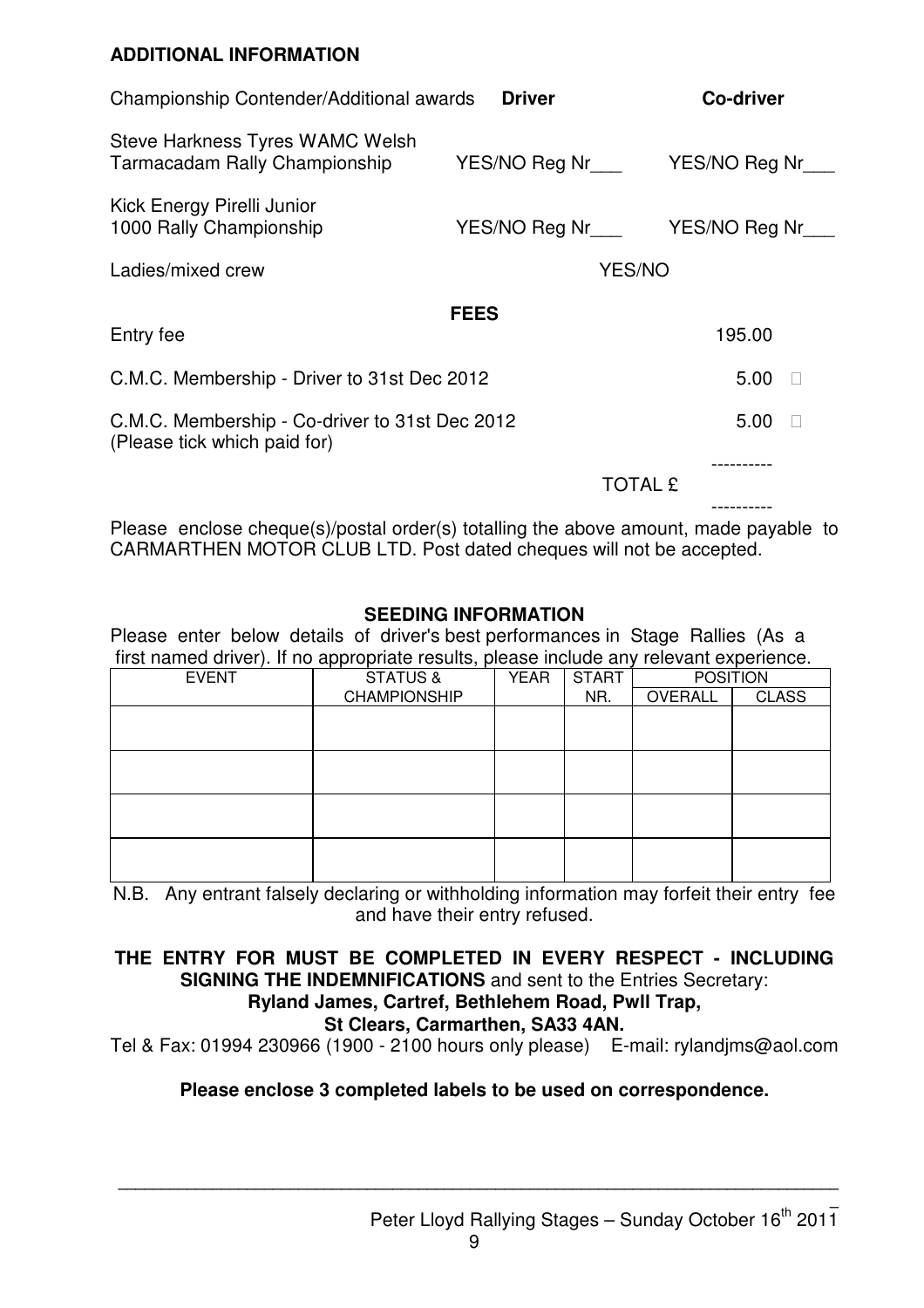**ADDITIONAL INFORMATION**

| Championship Contender/Additional awards | **Driver** | **Co-driver** |
|---|---|---|
| Steve Harkness Tyres WAMC Welsh Tarmacadam Rally Championship | YES/NO Reg Nr___ | YES/NO Reg Nr___ |
| Kick Energy Pirelli Junior 1000 Rally Championship | YES/NO Reg Nr___ | YES/NO Reg Nr___ |
| Ladies/mixed crew | YES/NO | |

**FEES**

| | |
|---|---|
| Entry fee | 195.00 |
| C.M.C. Membership - Driver to 31st Dec 2012 | 5.00 ☐ |
| C.M.C. Membership - Co-driver to 31st Dec 2012 (Please tick which paid for) | 5.00 ☐ |
| TOTAL £ | ---------- |

Please enclose cheque(s)/postal order(s) totalling the above amount, made payable to CARMARTHEN MOTOR CLUB LTD. Post dated cheques will not be accepted.

**SEEDING INFORMATION**

Please enter below details of driver's best performances in Stage Rallies (As a first named driver). If no appropriate results, please include any relevant experience.

| EVENT | STATUS & CHAMPIONSHIP | YEAR | START NR. | POSITION | |
|---|---|---|---|---|---|
| | | | | OVERALL | CLASS |
| | | | | | |
| | | | | | |
| | | | | | |
| | | | | | |

N.B. Any entrant falsely declaring or withholding information may forfeit their entry fee and have their entry refused.

**THE ENTRY FOR MUST BE COMPLETED IN EVERY RESPECT - INCLUDING SIGNING THE INDEMNIFICATIONS** and sent to the Entries Secretary:
**Ryland James, Cartref, Bethlehem Road, Pwll Trap,**
**St Clears, Carmarthen, SA33 4AN.**
Tel & Fax: 01994 230966 (1900 - 2100 hours only please) E-mail: rylandjms@aol.com

**Please enclose 3 completed labels to be used on correspondence.**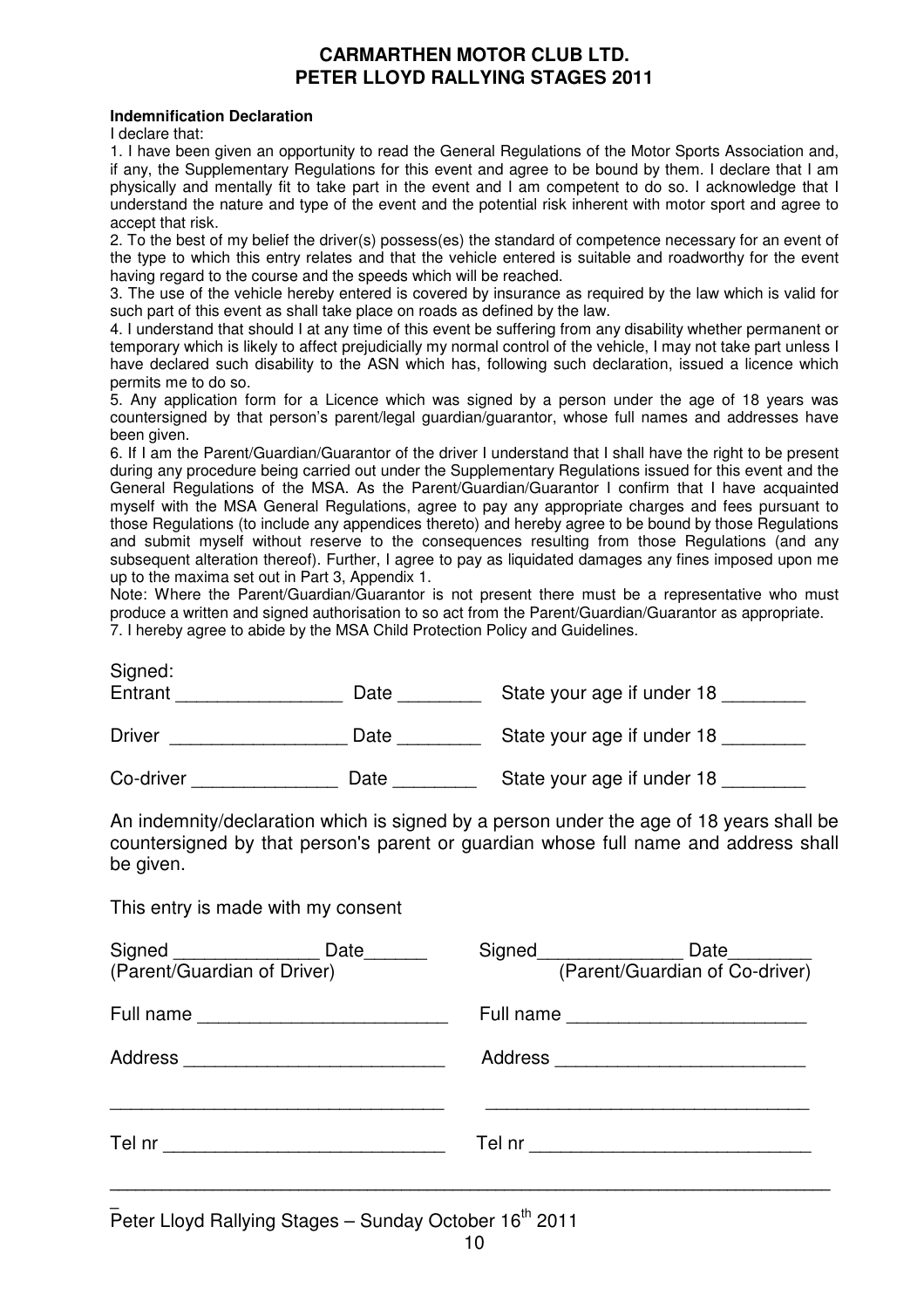# CARMARTHEN MOTOR CLUB LTD.
# PETER LLOYD RALLYING STAGES 2011

**Indemnification Declaration**

I declare that:

1. I have been given an opportunity to read the General Regulations of the Motor Sports Association and, if any, the Supplementary Regulations for this event and agree to be bound by them. I declare that I am physically and mentally fit to take part in the event and I am competent to do so. I acknowledge that I understand the nature and type of the event and the potential risk inherent with motor sport and agree to accept that risk.
2. To the best of my belief the driver(s) possess(es) the standard of competence necessary for an event of the type to which this entry relates and that the vehicle entered is suitable and roadworthy for the event having regard to the course and the speeds which will be reached.
3. The use of the vehicle hereby entered is covered by insurance as required by the law which is valid for such part of this event as shall take place on roads as defined by the law.
4. I understand that should I at any time of this event be suffering from any disability whether permanent or temporary which is likely to affect prejudicially my normal control of the vehicle, I may not take part unless I have declared such disability to the ASN which has, following such declaration, issued a licence which permits me to do so.
5. Any application form for a Licence which was signed by a person under the age of 18 years was countersigned by that person's parent/legal guardian/guarantor, whose full names and addresses have been given.
6. If I am the Parent/Guardian/Guarantor of the driver I understand that I shall have the right to be present during any procedure being carried out under the Supplementary Regulations issued for this event and the General Regulations of the MSA. As the Parent/Guardian/Guarantor I confirm that I have acquainted myself with the MSA General Regulations, agree to pay any appropriate charges and fees pursuant to those Regulations (to include any appendices thereto) and hereby agree to be bound by those Regulations and submit myself without reserve to the consequences resulting from those Regulations (and any subsequent alteration thereof). Further, I agree to pay as liquidated damages any fines imposed upon me up to the maxima set out in Part 3, Appendix 1.

Note: Where the Parent/Guardian/Guarantor is not present there must be a representative who must produce a written and signed authorisation to so act from the Parent/Guardian/Guarantor as appropriate.

7. I hereby agree to abide by the MSA Child Protection Policy and Guidelines.

Signed:

Entrant ________________ Date ________ State your age if under 18 ________

Driver _________________ Date ________ State your age if under 18 ________

Co-driver ______________ Date ________ State your age if under 18 ________

An indemnity/declaration which is signed by a person under the age of 18 years shall be countersigned by that person's parent or guardian whose full name and address shall be given.

This entry is made with my consent

Signed ______________ Date______
(Parent/Guardian of Driver)

Full name ________________________

Address _________________________

_________________________________

Tel nr ___________________________

Signed______________ Date________
(Parent/Guardian of Co-driver)

Full name _______________________

Address ________________________

________________________________

Tel nr ___________________________

Peter Lloyd Rallying Stages – Sunday October 16th 2011